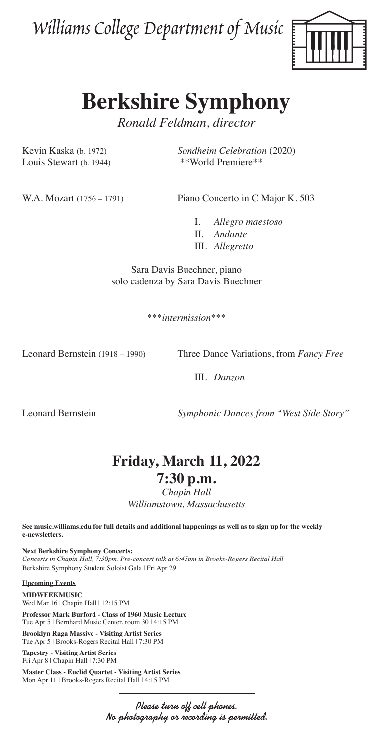*Williams College Department of Music*

# Berkshire Symphony

*Ronald Feldman, director*

Kevin Kaska (b. 1972)
Louis Stewart (b. 1944)

*Sondheim Celebration* (2020)
**World Premiere**

W.A. Mozart (1756 – 1791)

Piano Concerto in C Major K. 503

I. *Allegro maestoso*
II. *Andante*
III. *Allegretto*

Sara Davis Buechner, piano
solo cadenza by Sara Davis Buechner

\****intermission****

Leonard Bernstein (1918 – 1990)

Three Dance Variations, from *Fancy Free*

III. *Danzon*

Leonard Bernstein

*Symphonic Dances from "West Side Story"*

## Friday, March 11, 2022
## 7:30 p.m.

*Chapin Hall*
*Williamstown, Massachusetts*

**See music.williams.edu for full details and additional happenings as well as to sign up for the weekly e-newsletters.**

**Next Berkshire Symphony Concerts:**
*Concerts in Chapin Hall, 7:30pm. Pre-concert talk at 6:45pm in Brooks-Rogers Recital Hall*
Berkshire Symphony Student Soloist Gala | Fri Apr 29

**Upcoming Events**

**MIDWEEKMUSIC**
Wed Mar 16 | Chapin Hall | 12:15 PM

**Professor Mark Burford - Class of 1960 Music Lecture**
Tue Apr 5 | Bernhard Music Center, room 30 | 4:15 PM

**Brooklyn Raga Massive - Visiting Artist Series**
Tue Apr 5 | Brooks-Rogers Recital Hall | 7:30 PM

**Tapestry - Visiting Artist Series**
Fri Apr 8 | Chapin Hall | 7:30 PM

**Master Class - Euclid Quartet - Visiting Artist Series**
Mon Apr 11 | Brooks-Rogers Recital Hall | 4:15 PM

*Please turn off cell phones.*
*No photography or recording is permitted.*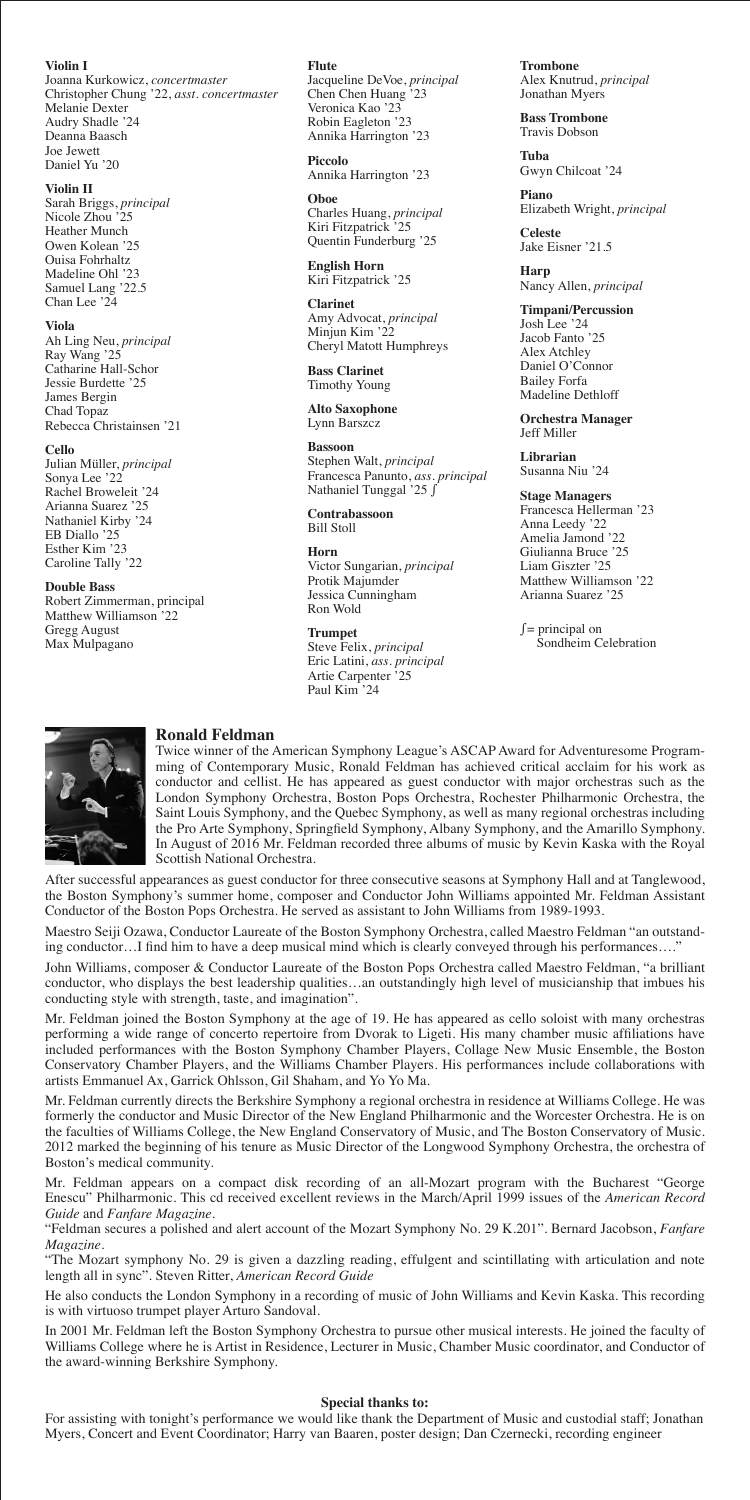**Violin I**
Joanna Kurkowicz, *concertmaster*
Christopher Chung '22, *asst. concertmaster*
Melanie Dexter
Audry Shadle '24
Deanna Baasch
Joe Jewett
Daniel Yu '20

**Violin II**
Sarah Briggs, *principal*
Nicole Zhou '25
Heather Munch
Owen Kolean '25
Ouisa Fohrhaltz
Madeline Ohl '23
Samuel Lang '22.5
Chan Lee '24

**Viola**
Ah Ling Neu, *principal*
Ray Wang '25
Catharine Hall-Schor
Jessie Burdette '25
James Bergin
Chad Topaz
Rebecca Christainsen '21

**Cello**
Julian Müller, *principal*
Sonya Lee '22
Rachel Broweleit '24
Arianna Suarez '25
Nathaniel Kirby '24
EB Diallo '25
Esther Kim '23
Caroline Tally '22

**Double Bass**
Robert Zimmerman, principal
Matthew Williamson '22
Gregg August
Max Mulpagano

**Flute**
Jacqueline DeVoe, *principal*
Chen Chen Huang '23
Veronica Kao '23
Robin Eagleton '23
Annika Harrington '23

**Piccolo**
Annika Harrington '23

**Oboe**
Charles Huang, *principal*
Kiri Fitzpatrick '25
Quentin Funderburg '25

**English Horn**
Kiri Fitzpatrick '25

**Clarinet**
Amy Advocat, *principal*
Minjun Kim '22
Cheryl Matott Humphreys

**Bass Clarinet**
Timothy Young

**Alto Saxophone**
Lynn Barszcz

**Bassoon**
Stephen Walt, *principal*
Francesca Panunto, *ass. principal*
Nathaniel Tunggal '25 ʃ

**Contrabassoon**
Bill Stoll

**Horn**
Victor Sungarian, *principal*
Protik Majumder
Jessica Cunningham
Ron Wold

**Trumpet**
Steve Felix, *principal*
Eric Latini, *ass. principal*
Artie Carpenter '25
Paul Kim '24

**Trombone**
Alex Knutrud, *principal*
Jonathan Myers

**Bass Trombone**
Travis Dobson

**Tuba**
Gwyn Chilcoat '24

**Piano**
Elizabeth Wright, *principal*

**Celeste**
Jake Eisner '21.5

**Harp**
Nancy Allen, *principal*

**Timpani/Percussion**
Josh Lee '24
Jacob Fanto '25
Alex Atchley
Daniel O'Connor
Bailey Forfa
Madeline Dethloff

**Orchestra Manager**
Jeff Miller

**Librarian**
Susanna Niu '24

**Stage Managers**
Francesca Hellerman '23
Anna Leedy '22
Amelia Jamond '22
Giulianna Bruce '25
Liam Giszter '25
Matthew Williamson '22
Arianna Suarez '25

ʃ = principal on Sondheim Celebration

## Ronald Feldman

Twice winner of the American Symphony League's ASCAP Award for Adventuresome Programming of Contemporary Music, Ronald Feldman has achieved critical acclaim for his work as conductor and cellist. He has appeared as guest conductor with major orchestras such as the London Symphony Orchestra, Boston Pops Orchestra, Rochester Philharmonic Orchestra, the Saint Louis Symphony, and the Quebec Symphony, as well as many regional orchestras including the Pro Arte Symphony, Springfield Symphony, Albany Symphony, and the Amarillo Symphony. In August of 2016 Mr. Feldman recorded three albums of music by Kevin Kaska with the Royal Scottish National Orchestra.

After successful appearances as guest conductor for three consecutive seasons at Symphony Hall and at Tanglewood, the Boston Symphony's summer home, composer and Conductor John Williams appointed Mr. Feldman Assistant Conductor of the Boston Pops Orchestra. He served as assistant to John Williams from 1989-1993.

Maestro Seiji Ozawa, Conductor Laureate of the Boston Symphony Orchestra, called Maestro Feldman "an outstanding conductor…I find him to have a deep musical mind which is clearly conveyed through his performances…."

John Williams, composer & Conductor Laureate of the Boston Pops Orchestra called Maestro Feldman, "a brilliant conductor, who displays the best leadership qualities…an outstandingly high level of musicianship that imbues his conducting style with strength, taste, and imagination".

Mr. Feldman joined the Boston Symphony at the age of 19. He has appeared as cello soloist with many orchestras performing a wide range of concerto repertoire from Dvorak to Ligeti. His many chamber music affiliations have included performances with the Boston Symphony Chamber Players, Collage New Music Ensemble, the Boston Conservatory Chamber Players, and the Williams Chamber Players. His performances include collaborations with artists Emmanuel Ax, Garrick Ohlsson, Gil Shaham, and Yo Yo Ma.

Mr. Feldman currently directs the Berkshire Symphony a regional orchestra in residence at Williams College. He was formerly the conductor and Music Director of the New England Philharmonic and the Worcester Orchestra. He is on the faculties of Williams College, the New England Conservatory of Music, and The Boston Conservatory of Music. 2012 marked the beginning of his tenure as Music Director of the Longwood Symphony Orchestra, the orchestra of Boston's medical community.

Mr. Feldman appears on a compact disk recording of an all-Mozart program with the Bucharest "George Enescu" Philharmonic. This cd received excellent reviews in the March/April 1999 issues of the *American Record Guide* and *Fanfare Magazine*.

"Feldman secures a polished and alert account of the Mozart Symphony No. 29 K.201". Bernard Jacobson, *Fanfare Magazine*.

"The Mozart symphony No. 29 is given a dazzling reading, effulgent and scintillating with articulation and note length all in sync". Steven Ritter, *American Record Guide*

He also conducts the London Symphony in a recording of music of John Williams and Kevin Kaska. This recording is with virtuoso trumpet player Arturo Sandoval.

In 2001 Mr. Feldman left the Boston Symphony Orchestra to pursue other musical interests. He joined the faculty of Williams College where he is Artist in Residence, Lecturer in Music, Chamber Music coordinator, and Conductor of the award-winning Berkshire Symphony.

**Special thanks to:**

For assisting with tonight's performance we would like thank the Department of Music and custodial staff; Jonathan Myers, Concert and Event Coordinator; Harry van Baaren, poster design; Dan Czernecki, recording engineer